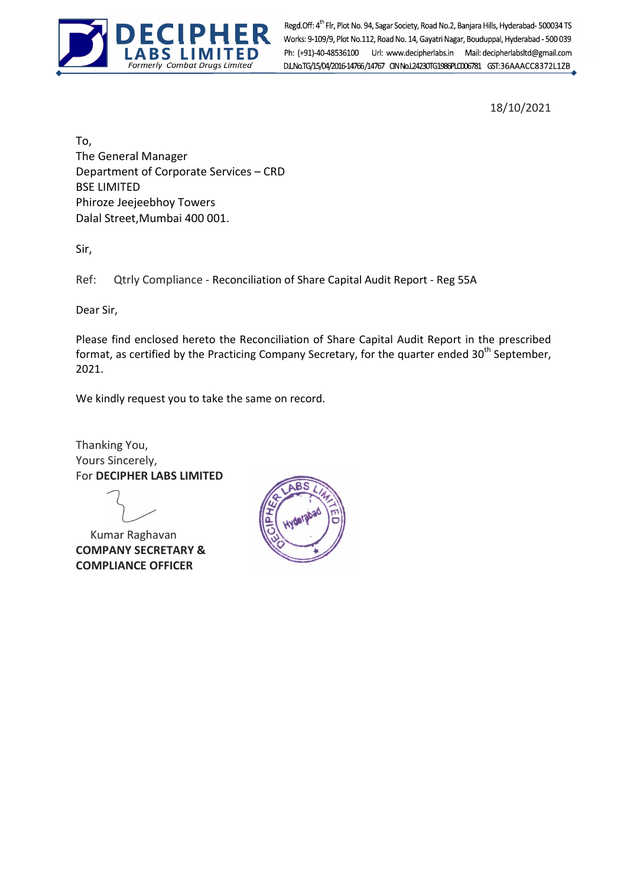**DECIPHER LABS LIMITED**
*Formerly Combat Drugs Limited*

Regd.Off: 4th Flr, Plot No. 94, Sagar Society, Road No.2, Banjara Hills, Hyderabad- 500034 TS
Works: 9-109/9, Plot No.112, Road No. 14, Gayatri Nagar, Bouduppal, Hyderabad - 500 039
Ph: (+91)-40-48536100 Url: www.decipherlabs.in Mail: decipherlabsltd@gmail.com
D.L.No.TG/15/04/2016-14766/14767 CIN No.L24230TG1986PLC006781 GST:36AAACC8372L1ZB

18/10/2021

To,
The General Manager
Department of Corporate Services – CRD
BSE LIMITED
Phiroze Jeejeebhoy Towers
Dalal Street,Mumbai 400 001.

Sir,

Ref: Qtrly Compliance - Reconciliation of Share Capital Audit Report - Reg 55A

Dear Sir,

Please find enclosed hereto the Reconciliation of Share Capital Audit Report in the prescribed format, as certified by the Practicing Company Secretary, for the quarter ended 30th September, 2021.

We kindly request you to take the same on record.

Thanking You,
Yours Sincerely,
For **DECIPHER LABS LIMITED**

Kumar Raghavan
**COMPANY SECRETARY &**
**COMPLIANCE OFFICER**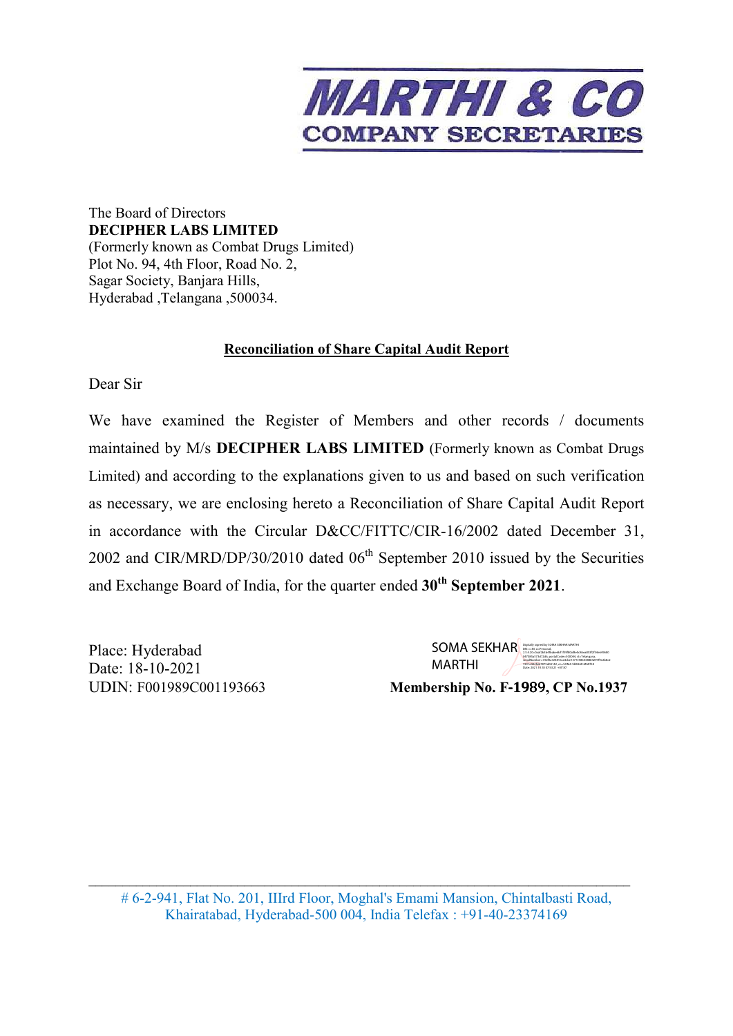# MARTHI & CO
## COMPANY SECRETARIES

The Board of Directors
**DECIPHER LABS LIMITED**
(Formerly known as Combat Drugs Limited)
Plot No. 94, 4th Floor, Road No. 2,
Sagar Society, Banjara Hills,
Hyderabad ,Telangana ,500034.

**Reconciliation of Share Capital Audit Report**

Dear Sir

We have examined the Register of Members and other records / documents maintained by M/s **DECIPHER LABS LIMITED** (Formerly known as Combat Drugs Limited) and according to the explanations given to us and based on such verification as necessary, we are enclosing hereto a Reconciliation of Share Capital Audit Report in accordance with the Circular D&CC/FITTC/CIR-16/2002 dated December 31, 2002 and CIR/MRD/DP/30/2010 dated 06th September 2010 issued by the Securities and Exchange Board of India, for the quarter ended **30th September 2021**.

Place: Hyderabad
Date: 18-10-2021
UDIN: F001989C001193663

SOMA SEKHAR MARTHI
**Membership No. F-1989, CP No.1937**

# 6-2-941, Flat No. 201, IIIrd Floor, Moghal's Emami Mansion, Chintalbasti Road, Khairatabad, Hyderabad-500 004, India Telefax : +91-40-23374169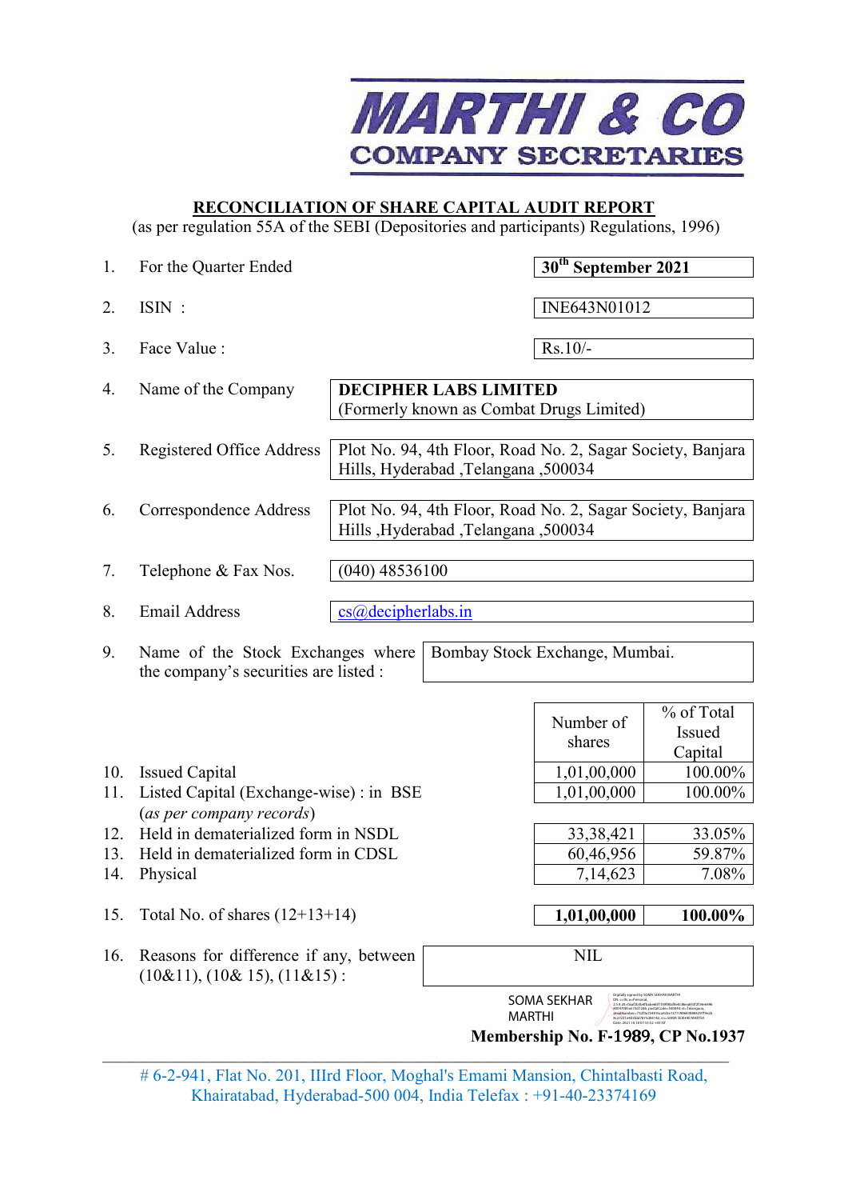# MARTHI & CO

## COMPANY SECRETARIES

**RECONCILIATION OF SHARE CAPITAL AUDIT REPORT**

(as per regulation 55A of the SEBI (Depositories and participants) Regulations, 1996)

| | | |
|---|---|---|
| 1. | For the Quarter Ended | **30th September 2021** |
| 2. | ISIN : | INE643N01012 |
| 3. | Face Value : | Rs.10/- |
| 4. | Name of the Company | **DECIPHER LABS LIMITED** (Formerly known as Combat Drugs Limited) |
| 5. | Registered Office Address | Plot No. 94, 4th Floor, Road No. 2, Sagar Society, Banjara Hills ,Hyderabad ,Telangana ,500034 |
| 6. | Correspondence Address | Plot No. 94, 4th Floor, Road No. 2, Sagar Society, Banjara Hills ,Hyderabad ,Telangana ,500034 |
| 7. | Telephone & Fax Nos. | (040) 48536100 |
| 8. | Email Address | cs@decipherlabs.in |
| 9. | Name of the Stock Exchanges where the company's securities are listed : | Bombay Stock Exchange, Mumbai. |

| | | Number of shares | % of Total Issued Capital |
|---|---|---|---|
| 10. | Issued Capital | 1,01,00,000 | 100.00% |
| 11. | Listed Capital (Exchange-wise) : in BSE (*as per company records*) | 1,01,00,000 | 100.00% |
| 12. | Held in dematerialized form in NSDL | 33,38,421 | 33.05% |
| 13. | Held in dematerialized form in CDSL | 60,46,956 | 59.87% |
| 14. | Physical | 7,14,623 | 7.08% |
| 15. | Total No. of shares (12+13+14) | **1,01,00,000** | **100.00%** |

| | | |
|---|---|---|
| 16. | Reasons for difference if any, between (10&11), (10& 15), (11&15) : | NIL |

SOMA SEKHAR MARTHI

**Membership No. F-1989, CP No.1937**

# 6-2-941, Flat No. 201, IIIrd Floor, Moghal's Emami Mansion, Chintalbasti Road, Khairatabad, Hyderabad-500 004, India Telefax : +91-40-23374169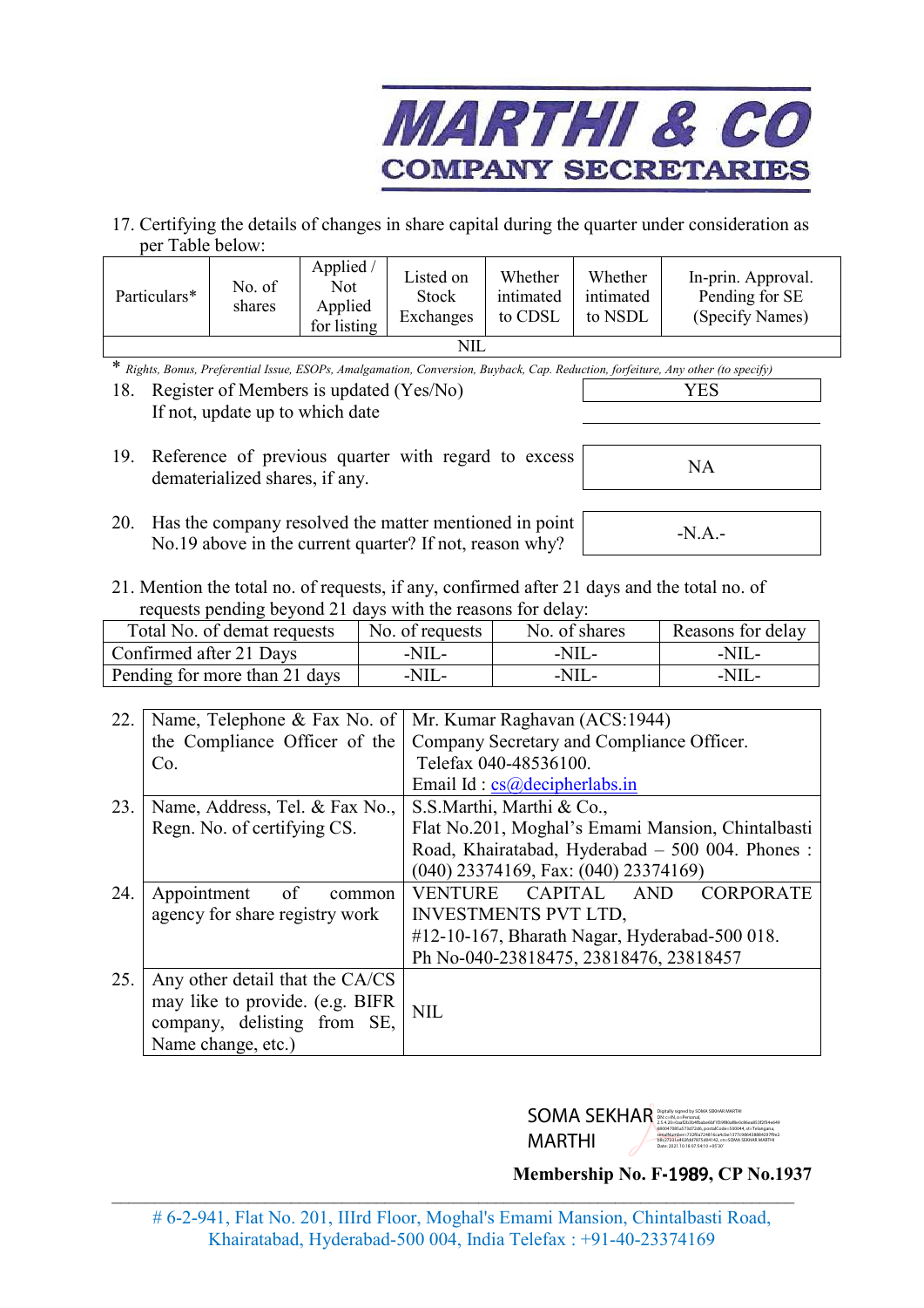**MARTHI & CO**
**COMPANY SECRETARIES**

17. Certifying the details of changes in share capital during the quarter under consideration as per Table below:

| Particulars* | No. of shares | Applied / Not Applied for listing | Listed on Stock Exchanges | Whether intimated to CDSL | Whether intimated to NSDL | In-prin. Approval. Pending for SE (Specify Names) |
|---|---|---|---|---|---|---|
| NIL | | | | | | |

\* *Rights, Bonus, Preferential Issue, ESOPs, Amalgamation, Conversion, Buyback, Cap. Reduction, forfeiture, Any other (to specify)*

18. Register of Members is updated (Yes/No) — YES
    If not, update up to which date

19. Reference of previous quarter with regard to excess dematerialized shares, if any. — NA

20. Has the company resolved the matter mentioned in point No.19 above in the current quarter? If not, reason why? — -N.A.-

21. Mention the total no. of requests, if any, confirmed after 21 days and the total no. of requests pending beyond 21 days with the reasons for delay:

| Total No. of demat requests | No. of requests | No. of shares | Reasons for delay |
|---|---|---|---|
| Confirmed after 21 Days | -NIL- | -NIL- | -NIL- |
| Pending for more than 21 days | -NIL- | -NIL- | -NIL- |

| | | |
|---|---|---|
| 22. | Name, Telephone & Fax No. of the Compliance Officer of the Co. | Mr. Kumar Raghavan (ACS:1944) Company Secretary and Compliance Officer. Telefax 040-48536100. Email Id : cs@decipherlabs.in |
| 23. | Name, Address, Tel. & Fax No., Regn. No. of certifying CS. | S.S.Marthi, Marthi & Co., Flat No.201, Moghal's Emami Mansion, Chintalbasti Road, Khairatabad, Hyderabad – 500 004. Phones : (040) 23374169, Fax: (040) 23374169) |
| 24. | Appointment of common agency for share registry work | VENTURE CAPITAL AND CORPORATE INVESTMENTS PVT LTD, #12-10-167, Bharath Nagar, Hyderabad-500 018. Ph No-040-23818475, 23818476, 23818457 |
| 25. | Any other detail that the CA/CS may like to provide. (e.g. BIFR company, delisting from SE, Name change, etc.) | NIL |

SOMA SEKHAR MARTHI

**Membership No. F-1989, CP No.1937**

# 6-2-941, Flat No. 201, IIIrd Floor, Moghal's Emami Mansion, Chintalbasti Road, Khairatabad, Hyderabad-500 004, India Telefax : +91-40-23374169